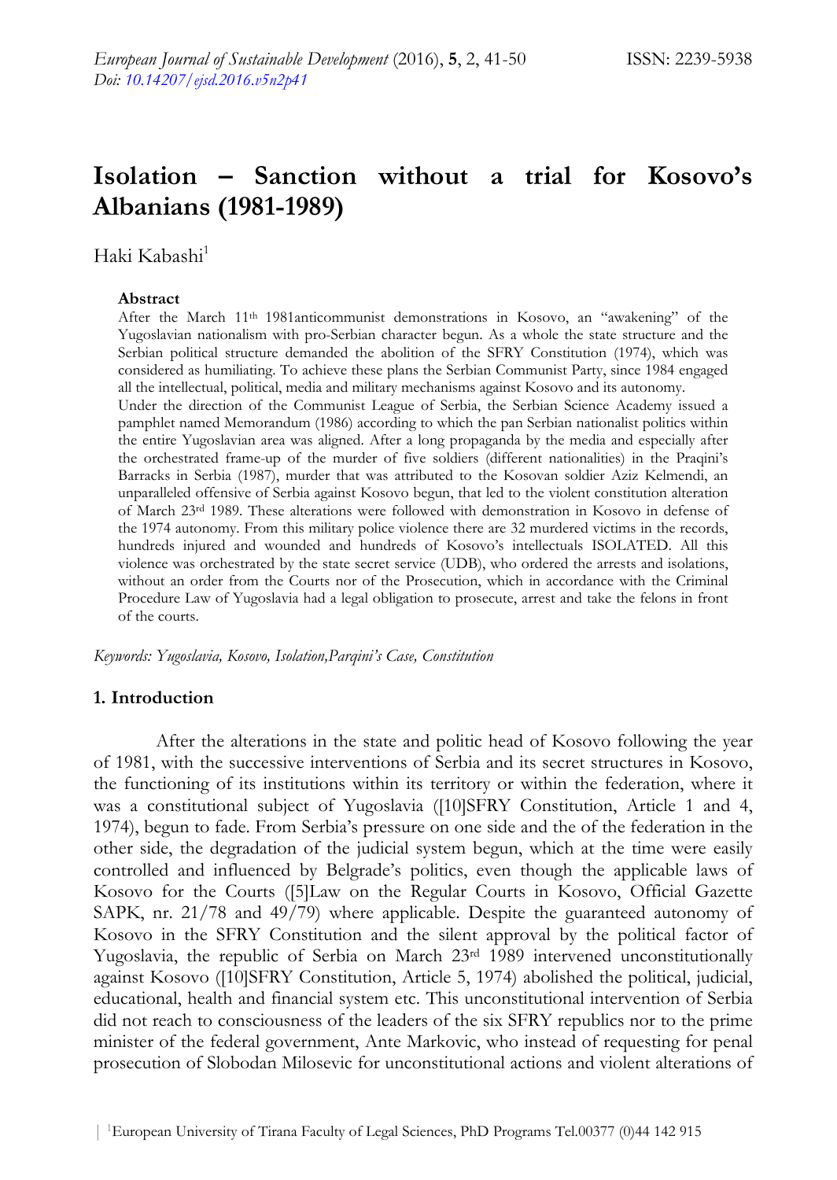# Isolation – Sanction without a trial for Kosovo's Albanians (1981-1989)

Haki Kabashi[1]

### Abstract

After the March 11th 1981anticommunist demonstrations in Kosovo, an "awakening" of the Yugoslavian nationalism with pro-Serbian character begun. As a whole the state structure and the Serbian political structure demanded the abolition of the SFRY Constitution (1974), which was considered as humiliating. To achieve these plans the Serbian Communist Party, since 1984 engaged all the intellectual, political, media and military mechanisms against Kosovo and its autonomy.

Under the direction of the Communist League of Serbia, the Serbian Science Academy issued a pamphlet named Memorandum (1986) according to which the pan Serbian nationalist politics within the entire Yugoslavian area was aligned. After a long propaganda by the media and especially after the orchestrated frame-up of the murder of five soldiers (different nationalities) in the Praqini's Barracks in Serbia (1987), murder that was attributed to the Kosovan soldier Aziz Kelmendi, an unparalleled offensive of Serbia against Kosovo begun, that led to the violent constitution alteration of March 23rd 1989. These alterations were followed with demonstration in Kosovo in defense of the 1974 autonomy. From this military police violence there are 32 murdered victims in the records, hundreds injured and wounded and hundreds of Kosovo's intellectuals ISOLATED. All this violence was orchestrated by the state secret service (UDB), who ordered the arrests and isolations, without an order from the Courts nor of the Prosecution, which in accordance with the Criminal Procedure Law of Yugoslavia had a legal obligation to prosecute, arrest and take the felons in front of the courts.

*Keywords: Yugoslavia, Kosovo, Isolation,Parqini's Case, Constitution*

## 1. Introduction

After the alterations in the state and politic head of Kosovo following the year of 1981, with the successive interventions of Serbia and its secret structures in Kosovo, the functioning of its institutions within its territory or within the federation, where it was a constitutional subject of Yugoslavia ([10]SFRY Constitution, Article 1 and 4, 1974), begun to fade. From Serbia's pressure on one side and the of the federation in the other side, the degradation of the judicial system begun, which at the time were easily controlled and influenced by Belgrade's politics, even though the applicable laws of Kosovo for the Courts ([5]Law on the Regular Courts in Kosovo, Official Gazette SAPK, nr. 21/78 and 49/79) where applicable. Despite the guaranteed autonomy of Kosovo in the SFRY Constitution and the silent approval by the political factor of Yugoslavia, the republic of Serbia on March 23rd 1989 intervened unconstitutionally against Kosovo ([10]SFRY Constitution, Article 5, 1974) abolished the political, judicial, educational, health and financial system etc. This unconstitutional intervention of Serbia did not reach to consciousness of the leaders of the six SFRY republics nor to the prime minister of the federal government, Ante Markovic, who instead of requesting for penal prosecution of Slobodan Milosevic for unconstitutional actions and violent alterations of

[1]European University of Tirana Faculty of Legal Sciences, PhD Programs Tel.00377 (0)44 142 915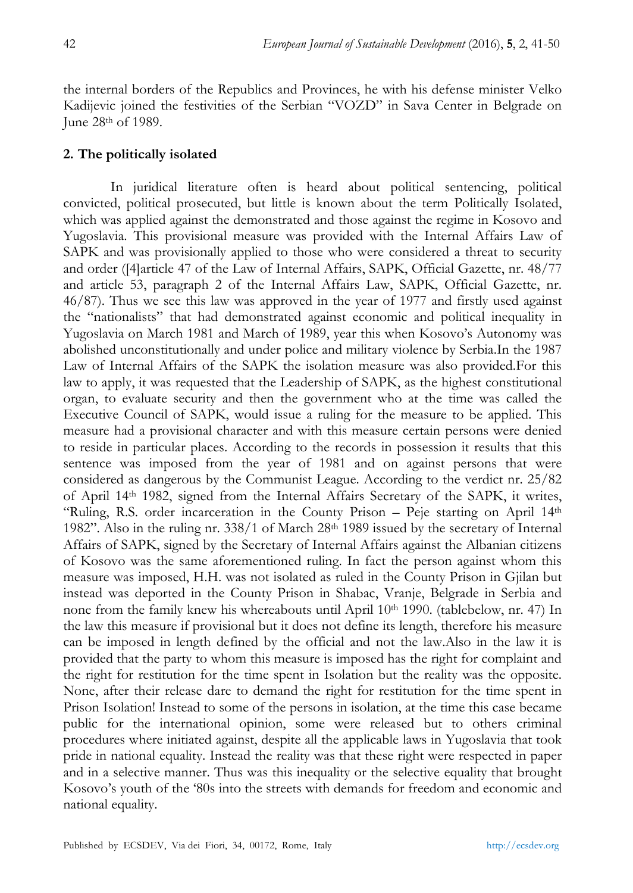the internal borders of the Republics and Provinces, he with his defense minister Velko Kadijevic joined the festivities of the Serbian "VOZD" in Sava Center in Belgrade on June 28th of 1989.

## 2. The politically isolated

In juridical literature often is heard about political sentencing, political convicted, political prosecuted, but little is known about the term Politically Isolated, which was applied against the demonstrated and those against the regime in Kosovo and Yugoslavia. This provisional measure was provided with the Internal Affairs Law of SAPK and was provisionally applied to those who were considered a threat to security and order ([4]article 47 of the Law of Internal Affairs, SAPK, Official Gazette, nr. 48/77 and article 53, paragraph 2 of the Internal Affairs Law, SAPK, Official Gazette, nr. 46/87). Thus we see this law was approved in the year of 1977 and firstly used against the "nationalists" that had demonstrated against economic and political inequality in Yugoslavia on March 1981 and March of 1989, year this when Kosovo's Autonomy was abolished unconstitutionally and under police and military violence by Serbia.In the 1987 Law of Internal Affairs of the SAPK the isolation measure was also provided.For this law to apply, it was requested that the Leadership of SAPK, as the highest constitutional organ, to evaluate security and then the government who at the time was called the Executive Council of SAPK, would issue a ruling for the measure to be applied. This measure had a provisional character and with this measure certain persons were denied to reside in particular places. According to the records in possession it results that this sentence was imposed from the year of 1981 and on against persons that were considered as dangerous by the Communist League. According to the verdict nr. 25/82 of April 14th 1982, signed from the Internal Affairs Secretary of the SAPK, it writes, "Ruling, R.S. order incarceration in the County Prison – Peje starting on April 14th 1982". Also in the ruling nr. 338/1 of March 28th 1989 issued by the secretary of Internal Affairs of SAPK, signed by the Secretary of Internal Affairs against the Albanian citizens of Kosovo was the same aforementioned ruling. In fact the person against whom this measure was imposed, H.H. was not isolated as ruled in the County Prison in Gjilan but instead was deported in the County Prison in Shabac, Vranje, Belgrade in Serbia and none from the family knew his whereabouts until April 10th 1990. (tablebelow, nr. 47) In the law this measure if provisional but it does not define its length, therefore his measure can be imposed in length defined by the official and not the law.Also in the law it is provided that the party to whom this measure is imposed has the right for complaint and the right for restitution for the time spent in Isolation but the reality was the opposite. None, after their release dare to demand the right for restitution for the time spent in Prison Isolation! Instead to some of the persons in isolation, at the time this case became public for the international opinion, some were released but to others criminal procedures where initiated against, despite all the applicable laws in Yugoslavia that took pride in national equality. Instead the reality was that these right were respected in paper and in a selective manner. Thus was this inequality or the selective equality that brought Kosovo's youth of the '80s into the streets with demands for freedom and economic and national equality.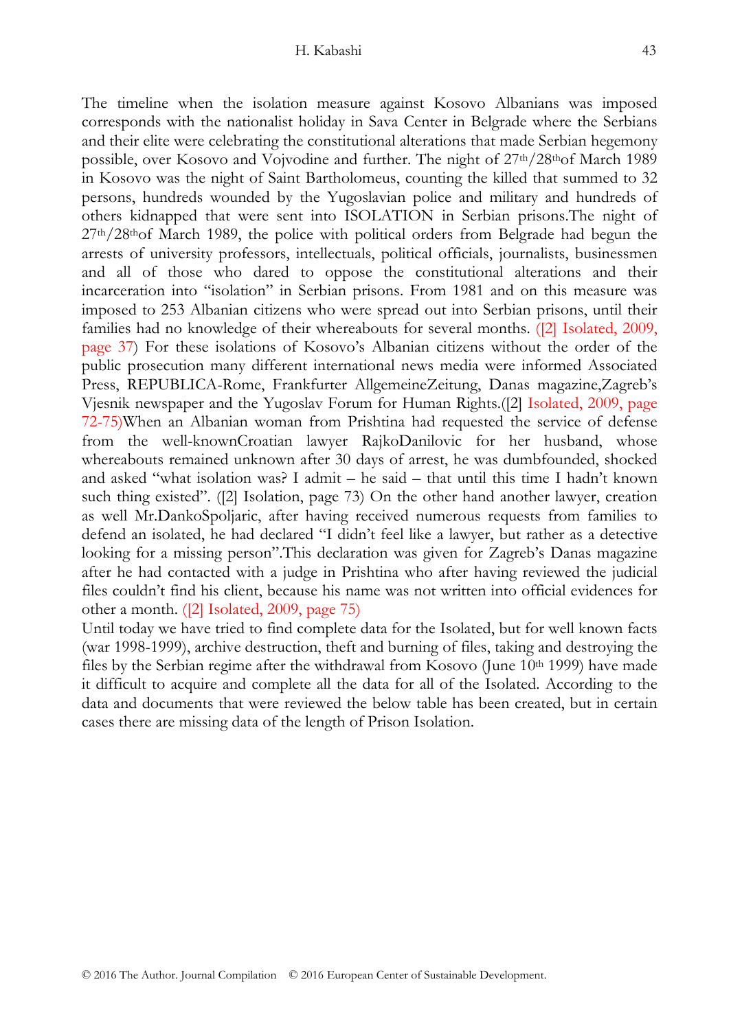The timeline when the isolation measure against Kosovo Albanians was imposed corresponds with the nationalist holiday in Sava Center in Belgrade where the Serbians and their elite were celebrating the constitutional alterations that made Serbian hegemony possible, over Kosovo and Vojvodine and further. The night of 27th/28thof March 1989 in Kosovo was the night of Saint Bartholomeus, counting the killed that summed to 32 persons, hundreds wounded by the Yugoslavian police and military and hundreds of others kidnapped that were sent into ISOLATION in Serbian prisons.The night of 27th/28thof March 1989, the police with political orders from Belgrade had begun the arrests of university professors, intellectuals, political officials, journalists, businessmen and all of those who dared to oppose the constitutional alterations and their incarceration into "isolation" in Serbian prisons. From 1981 and on this measure was imposed to 253 Albanian citizens who were spread out into Serbian prisons, until their families had no knowledge of their whereabouts for several months. ([2] Isolated, 2009, page 37) For these isolations of Kosovo's Albanian citizens without the order of the public prosecution many different international news media were informed Associated Press, REPUBLICA-Rome, Frankfurter AllgemeineZeitung, Danas magazine,Zagreb's Vjesnik newspaper and the Yugoslav Forum for Human Rights.([2] Isolated, 2009, page 72-75)When an Albanian woman from Prishtina had requested the service of defense from the well-knownCroatian lawyer RajkoDanilovic for her husband, whose whereabouts remained unknown after 30 days of arrest, he was dumbfounded, shocked and asked "what isolation was? I admit – he said – that until this time I hadn't known such thing existed". ([2] Isolation, page 73) On the other hand another lawyer, creation as well Mr.DankoSpoljaric, after having received numerous requests from families to defend an isolated, he had declared "I didn't feel like a lawyer, but rather as a detective looking for a missing person".This declaration was given for Zagreb's Danas magazine after he had contacted with a judge in Prishtina who after having reviewed the judicial files couldn't find his client, because his name was not written into official evidences for other a month. ([2] Isolated, 2009, page 75)

Until today we have tried to find complete data for the Isolated, but for well known facts (war 1998-1999), archive destruction, theft and burning of files, taking and destroying the files by the Serbian regime after the withdrawal from Kosovo (June 10th 1999) have made it difficult to acquire and complete all the data for all of the Isolated. According to the data and documents that were reviewed the below table has been created, but in certain cases there are missing data of the length of Prison Isolation.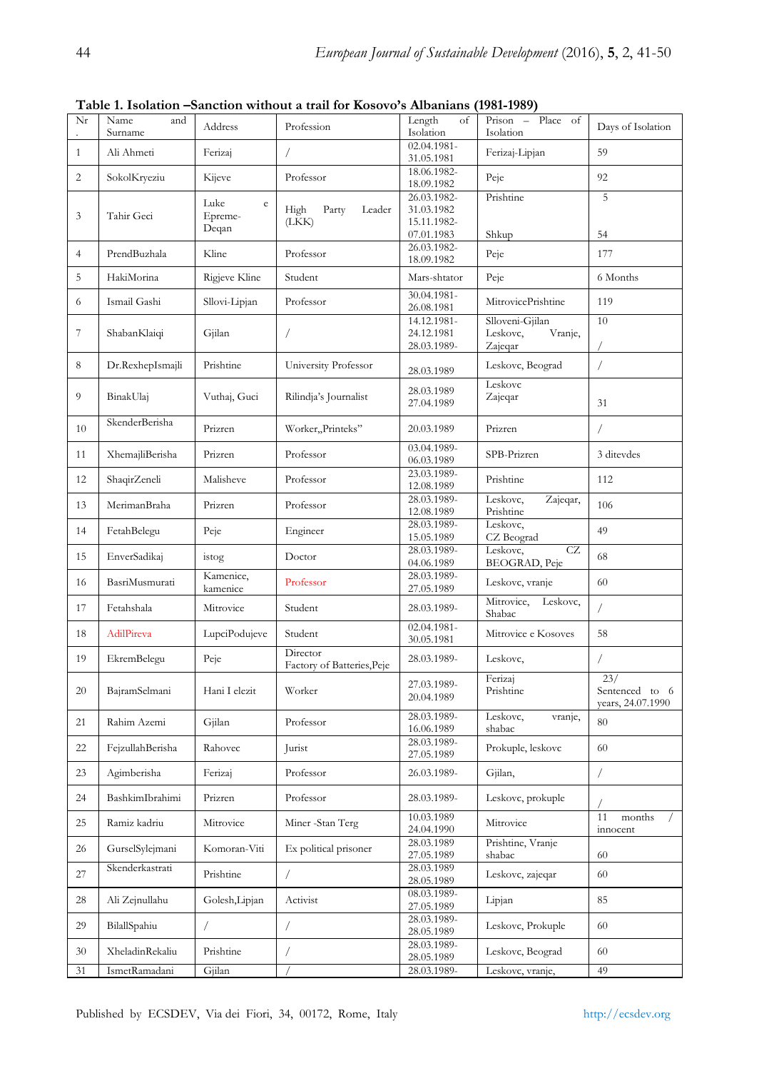**Table 1. Isolation –Sanction without a trail for Kosovo's Albanians (1981-1989)**

| Nr. | Name and Surname | Address | Profession | Length of Isolation | Prison – Place of Isolation | Days of Isolation |
|---|---|---|---|---|---|---|
| 1 | Ali Ahmeti | Ferizaj | / | 02.04.1981-31.05.1981 | Ferizaj-Lipjan | 59 |
| 2 | SokolKryeziu | Kijeve | Professor | 18.06.1982-18.09.1982 | Peje | 92 |
| 3 | Tahir Geci | Luke e Epreme-Deqan | High Party Leader (LKK) | 26.03.1982-31.03.1982 15.11.1982-07.01.1983 | Prishtine Shkup | 5 54 |
| 4 | PrendBuzhala | Kline | Professor | 26.03.1982-18.09.1982 | Peje | 177 |
| 5 | HakiMorina | Rigjeve Kline | Student | Mars-shtator | Peje | 6 Months |
| 6 | Ismail Gashi | Sllovi-Lipjan | Professor | 30.04.1981-26.08.1981 | MitrovicePrishtine | 119 |
| 7 | ShabanKlaiqi | Gjilan | / | 14.12.1981-24.12.1981 28.03.1989- | Slloveni-Gjilan Leskovc, Vranje, Zajeqar | 10 / |
| 8 | Dr.RexhepIsmajli | Prishtine | University Professor | 28.03.1989 | Leskovc, Beograd | / |
| 9 | BinakUlaj | Vuthaj, Guci | Rilindja's Journalist | 28.03.1989 27.04.1989 | Leskovc Zajeqar | 31 |
| 10 | SkenderBerisha | Prizren | Worker„Printeks" | 20.03.1989 | Prizren | / |
| 11 | XhemajliBerisha | Prizren | Professor | 03.04.1989-06.03.1989 | SPB-Prizren | 3 ditevdes |
| 12 | ShaqirZeneli | Malisheve | Professor | 23.03.1989-12.08.1989 | Prishtine | 112 |
| 13 | MerimanBraha | Prizren | Professor | 28.03.1989-12.08.1989 | Leskovc, Zajeqar, Prishtine | 106 |
| 14 | FetahBelegu | Peje | Engineer | 28.03.1989-15.05.1989 | Leskovc, CZ Beograd | 49 |
| 15 | EnverSadikaj | istog | Doctor | 28.03.1989-04.06.1989 | Leskovc, CZ BEOGRAD, Peje | 68 |
| 16 | BasriMusmurati | Kamenice, kamenice | Professor | 28.03.1989-27.05.1989 | Leskovc, vranje | 60 |
| 17 | Fetahshala | Mitrovice | Student | 28.03.1989- | Mitrovice, Leskovc, Shabac | / |
| 18 | AdilPireva | LupciPodujeve | Student | 02.04.1981-30.05.1981 | Mitrovice e Kosoves | 58 |
| 19 | EkremBelegu | Peje | Director Factory of Batteries,Peje | 28.03.1989- | Leskovc, | / |
| 20 | BajramSelmani | Hani I elezit | Worker | 27.03.1989-20.04.1989 | Ferizaj Prishtine | 23/ Sentenced to 6 years, 24.07.1990 |
| 21 | Rahim Azemi | Gjilan | Professor | 28.03.1989-16.06.1989 | Leskovc, vranje, shabac | 80 |
| 22 | FejzullahBerisha | Rahovec | Jurist | 28.03.1989-27.05.1989 | Prokuple, leskovc | 60 |
| 23 | Agimberisha | Ferizaj | Professor | 26.03.1989- | Gjilan, | / |
| 24 | BashkimIbrahimi | Prizren | Professor | 28.03.1989- | Leskovc, prokuple | / |
| 25 | Ramiz kadriu | Mitrovice | Miner -Stan Terg | 10.03.1989 24.04.1990 | Mitrovice | 11 months / innocent |
| 26 | GurselSylejmani | Komoran-Viti | Ex political prisoner | 28.03.1989 27.05.1989 | Prishtine, Vranje shabac | 60 |
| 27 | Skenderkastrati | Prishtine | / | 28.03.1989 28.05.1989 | Leskovc, zajeqar | 60 |
| 28 | Ali Zejnullahu | Golesh,Lipjan | Activist | 08.03.1989-27.05.1989 | Lipjan | 85 |
| 29 | BilallSpahiu | / | / | 28.03.1989-28.05.1989 | Leskovc, Prokuple | 60 |
| 30 | XheladinRekaliu | Prishtine | / | 28.03.1989-28.05.1989 | Leskovc, Beograd | 60 |
| 31 | IsmetRamadani | Gjilan | / | 28.03.1989- | Leskovc, vranje, | 49 |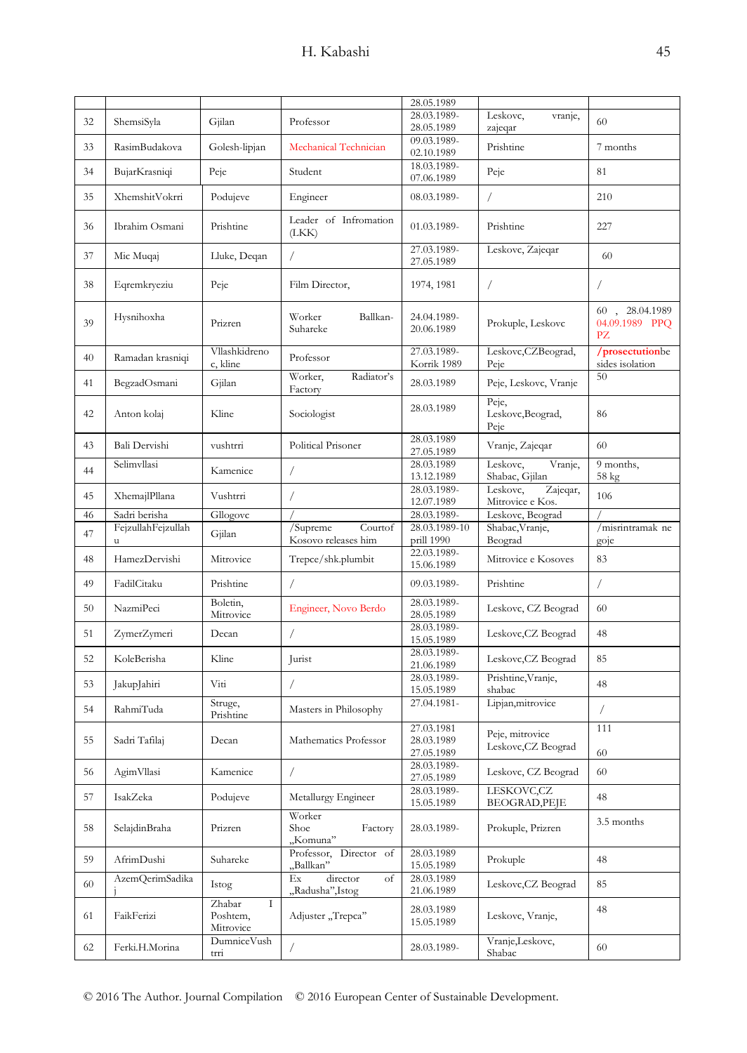| | | | | 28.05.1989 | | |
|---|---|---|---|---|---|---|
| 32 | ShemsiSyla | Gjilan | Professor | 28.03.1989-28.05.1989 | Leskovc, vranje, zajeqar | 60 |
| 33 | RasimBudakova | Golesh-lipjan | Mechanical Technician | 09.03.1989-02.10.1989 | Prishtine | 7 months |
| 34 | BujarKrasniqi | Peje | Student | 18.03.1989-07.06.1989 | Peje | 81 |
| 35 | XhemshitVokrri | Podujeve | Engineer | 08.03.1989- | / | 210 |
| 36 | Ibrahim Osmani | Prishtine | Leader of Infromation (LKK) | 01.03.1989- | Prishtine | 227 |
| 37 | Mic Muqaj | Lluke, Deqan | / | 27.03.1989-27.05.1989 | Leskovc, Zajeqar | 60 |
| 38 | Eqremkryeziu | Peje | Film Director, | 1974, 1981 | / | / |
| 39 | Hysnihoxha | Prizren | Worker Ballkan-Suhareke | 24.04.1989-20.06.1989 | Prokuple, Leskovc | 60 , 28.04.1989 04.09.1989 PPQ PZ |
| 40 | Ramadan krasniqi | Vllashkidreno c, kline | Professor | 27.03.1989-Korrik 1989 | Leskovc,CZBeograd, Peje | /prosectutionbe sides isolation |
| 41 | BegzadOsmani | Gjilan | Worker, Radiator's Factory | 28.03.1989 | Peje, Leskovc, Vranje | 50 |
| 42 | Anton kolaj | Kline | Sociologist | 28.03.1989 | Peje, Leskovc,Beograd, Peje | 86 |
| 43 | Bali Dervishi | vushtrri | Political Prisoner | 28.03.1989 27.05.1989 | Vranje, Zajeqar | 60 |
| 44 | Selimvllasi | Kamenice | / | 28.03.1989 13.12.1989 | Leskovc, Vranje, Shabac, Gjilan | 9 months, 58 kg |
| 45 | XhemajlPllana | Vushtrri | / | 28.03.1989-12.07.1989 | Leskovc, Zajeqar, Mitrovice e Kos. | 106 |
| 46 | Sadri berisha | Gllogovc | / | 28.03.1989- | Leskovc, Beograd | / |
| 47 | FejzullahFejzullah u | Gjilan | /Supreme Courtof Kosovo releases him | 28.03.1989-10 prill 1990 | Shabac,Vranje, Beograd | /misrintramak ne goje |
| 48 | HamezDervishi | Mitrovice | Trepce/shk.plumbit | 22.03.1989-15.06.1989 | Mitrovice e Kosoves | 83 |
| 49 | FadilCitaku | Prishtine | / | 09.03.1989- | Prishtine | / |
| 50 | NazmiPeci | Boletin, Mitrovice | Engineer, Novo Berdo | 28.03.1989-28.05.1989 | Leskovc, CZ Beograd | 60 |
| 51 | ZymerZymeri | Decan | / | 28.03.1989-15.05.1989 | Leskovc,CZ Beograd | 48 |
| 52 | KoleBerisha | Kline | Jurist | 28.03.1989-21.06.1989 | Leskovc,CZ Beograd | 85 |
| 53 | JakupJahiri | Viti | / | 28.03.1989-15.05.1989 | Prishtine,Vranje, shabac | 48 |
| 54 | RahmiTuda | Struge, Prishtine | Masters in Philosophy | 27.04.1981- | Lipjan,mitrovice | / |
| 55 | Sadri Tafilaj | Decan | Mathematics Professor | 27.03.1981 28.03.1989 27.05.1989 | Peje, mitrovice Leskovc,CZ Beograd | 111 60 |
| 56 | AgimVllasi | Kamenice | / | 28.03.1989-27.05.1989 | Leskovc, CZ Beograd | 60 |
| 57 | IsakZeka | Podujeve | Metallurgy Engineer | 28.03.1989-15.05.1989 | LESKOVC,CZ BEOGRAD,PEJE | 48 |
| 58 | SelajdinBraha | Prizren | Worker Shoe Factory „Komuna" | 28.03.1989- | Prokuple, Prizren | 3.5 months |
| 59 | AfrimDushi | Suhareke | Professor, Director of „Ballkan" | 28.03.1989 15.05.1989 | Prokuple | 48 |
| 60 | AzemQerimSadika j | Istog | Ex director of „Radusha",Istog | 28.03.1989 21.06.1989 | Leskovc,CZ Beograd | 85 |
| 61 | FaikFerizi | Zhabar I Poshtem, Mitrovice | Adjuster „Trepca" | 28.03.1989 15.05.1989 | Leskovc, Vranje, | 48 |
| 62 | Ferki.H.Morina | DumniceVush trri | / | 28.03.1989- | Vranje,Leskovc, Shabac | 60 |

© 2016 The Author. Journal Compilation © 2016 European Center of Sustainable Development.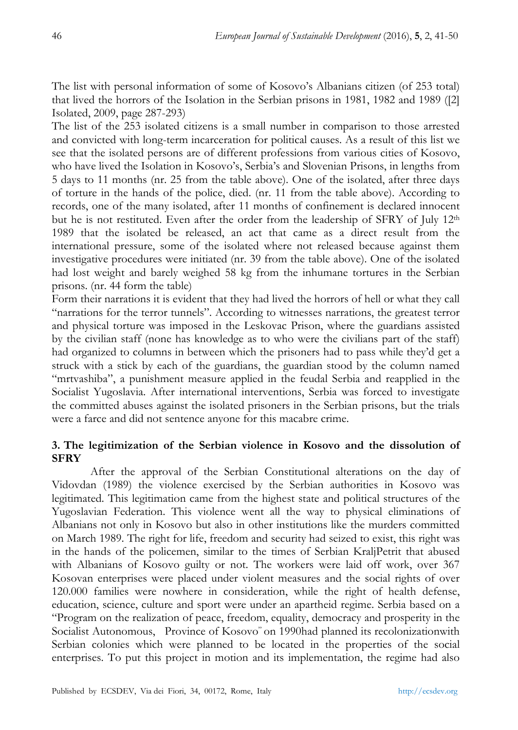The list with personal information of some of Kosovo's Albanians citizen (of 253 total) that lived the horrors of the Isolation in the Serbian prisons in 1981, 1982 and 1989 ([2] Isolated, 2009, page 287-293)

The list of the 253 isolated citizens is a small number in comparison to those arrested and convicted with long-term incarceration for political causes. As a result of this list we see that the isolated persons are of different professions from various cities of Kosovo, who have lived the Isolation in Kosovo's, Serbia's and Slovenian Prisons, in lengths from 5 days to 11 months (nr. 25 from the table above). One of the isolated, after three days of torture in the hands of the police, died. (nr. 11 from the table above). According to records, one of the many isolated, after 11 months of confinement is declared innocent but he is not restituted. Even after the order from the leadership of SFRY of July 12th 1989 that the isolated be released, an act that came as a direct result from the international pressure, some of the isolated where not released because against them investigative procedures were initiated (nr. 39 from the table above). One of the isolated had lost weight and barely weighed 58 kg from the inhumane tortures in the Serbian prisons. (nr. 44 form the table)

Form their narrations it is evident that they had lived the horrors of hell or what they call "narrations for the terror tunnels". According to witnesses narrations, the greatest terror and physical torture was imposed in the Leskovac Prison, where the guardians assisted by the civilian staff (none has knowledge as to who were the civilians part of the staff) had organized to columns in between which the prisoners had to pass while they'd get a struck with a stick by each of the guardians, the guardian stood by the column named "mrtvashiba", a punishment measure applied in the feudal Serbia and reapplied in the Socialist Yugoslavia. After international interventions, Serbia was forced to investigate the committed abuses against the isolated prisoners in the Serbian prisons, but the trials were a farce and did not sentence anyone for this macabre crime.

## 3. The legitimization of the Serbian violence in Kosovo and the dissolution of SFRY

After the approval of the Serbian Constitutional alterations on the day of Vidovdan (1989) the violence exercised by the Serbian authorities in Kosovo was legitimated. This legitimation came from the highest state and political structures of the Yugoslavian Federation. This violence went all the way to physical eliminations of Albanians not only in Kosovo but also in other institutions like the murders committed on March 1989. The right for life, freedom and security had seized to exist, this right was in the hands of the policemen, similar to the times of Serbian KraljPetrit that abused with Albanians of Kosovo guilty or not. The workers were laid off work, over 367 Kosovan enterprises were placed under violent measures and the social rights of over 120.000 families were nowhere in consideration, while the right of health defense, education, science, culture and sport were under an apartheid regime. Serbia based on a "Program on the realization of peace, freedom, equality, democracy and prosperity in the Socialist Autonomous, Province of Kosovo" on 1990had planned its recolonizationwith Serbian colonies which were planned to be located in the properties of the social enterprises. To put this project in motion and its implementation, the regime had also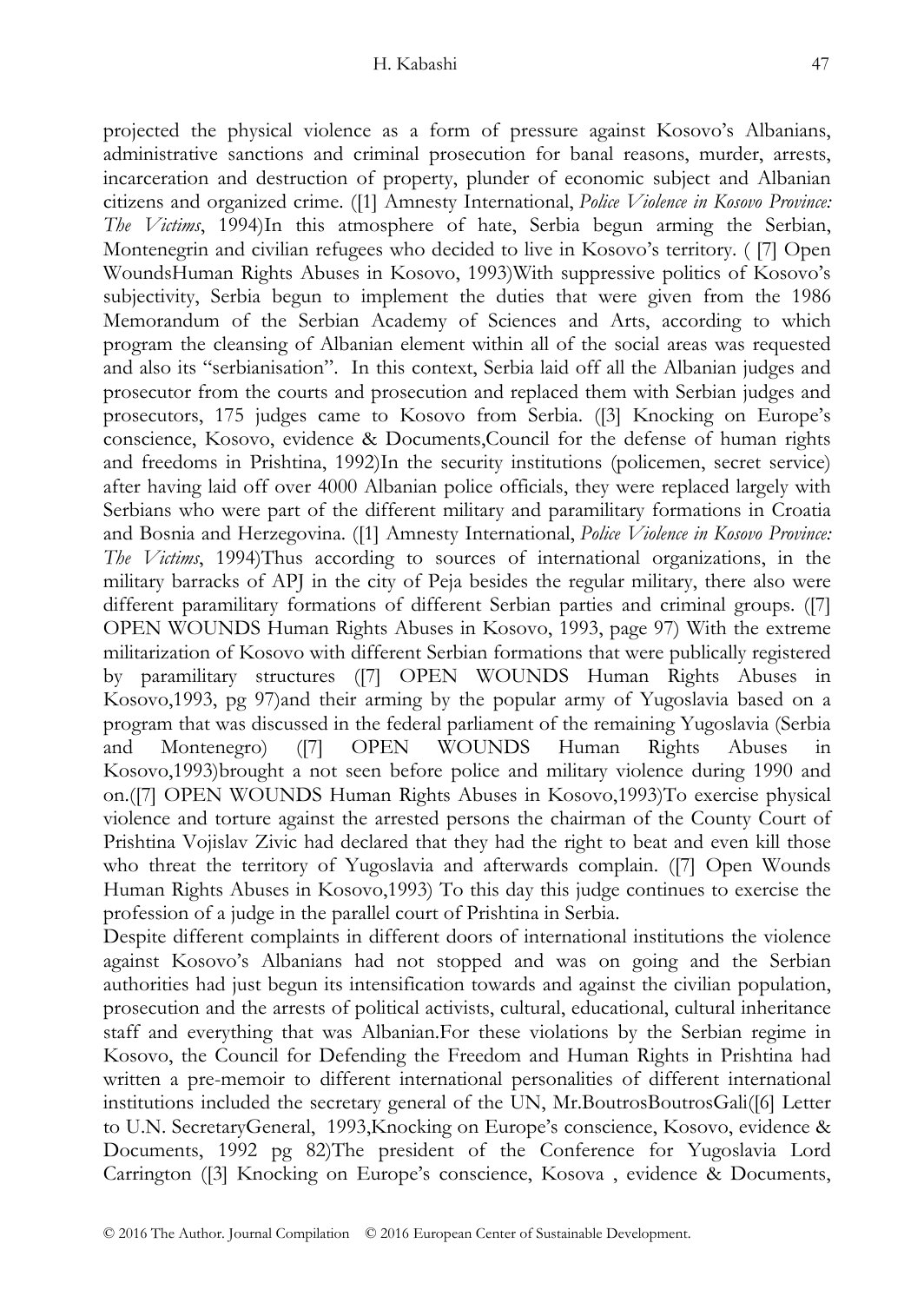projected the physical violence as a form of pressure against Kosovo's Albanians, administrative sanctions and criminal prosecution for banal reasons, murder, arrests, incarceration and destruction of property, plunder of economic subject and Albanian citizens and organized crime. ([1] Amnesty International, *Police Violence in Kosovo Province: The Victims*, 1994)In this atmosphere of hate, Serbia begun arming the Serbian, Montenegrin and civilian refugees who decided to live in Kosovo's territory. ( [7] Open WoundsHuman Rights Abuses in Kosovo, 1993)With suppressive politics of Kosovo's subjectivity, Serbia begun to implement the duties that were given from the 1986 Memorandum of the Serbian Academy of Sciences and Arts, according to which program the cleansing of Albanian element within all of the social areas was requested and also its "serbianisation". In this context, Serbia laid off all the Albanian judges and prosecutor from the courts and prosecution and replaced them with Serbian judges and prosecutors, 175 judges came to Kosovo from Serbia. ([3] Knocking on Europe's conscience, Kosovo, evidence & Documents,Council for the defense of human rights and freedoms in Prishtina, 1992)In the security institutions (policemen, secret service) after having laid off over 4000 Albanian police officials, they were replaced largely with Serbians who were part of the different military and paramilitary formations in Croatia and Bosnia and Herzegovina. ([1] Amnesty International, *Police Violence in Kosovo Province: The Victims*, 1994)Thus according to sources of international organizations, in the military barracks of APJ in the city of Peja besides the regular military, there also were different paramilitary formations of different Serbian parties and criminal groups. ([7] OPEN WOUNDS Human Rights Abuses in Kosovo, 1993, page 97) With the extreme militarization of Kosovo with different Serbian formations that were publically registered by paramilitary structures ([7] OPEN WOUNDS Human Rights Abuses in Kosovo,1993, pg 97)and their arming by the popular army of Yugoslavia based on a program that was discussed in the federal parliament of the remaining Yugoslavia (Serbia and Montenegro) ([7] OPEN WOUNDS Human Rights Abuses in Kosovo,1993)brought a not seen before police and military violence during 1990 and on.([7] OPEN WOUNDS Human Rights Abuses in Kosovo,1993)To exercise physical violence and torture against the arrested persons the chairman of the County Court of Prishtina Vojislav Zivic had declared that they had the right to beat and even kill those who threat the territory of Yugoslavia and afterwards complain. ([7] Open Wounds Human Rights Abuses in Kosovo,1993) To this day this judge continues to exercise the profession of a judge in the parallel court of Prishtina in Serbia.

Despite different complaints in different doors of international institutions the violence against Kosovo's Albanians had not stopped and was on going and the Serbian authorities had just begun its intensification towards and against the civilian population, prosecution and the arrests of political activists, cultural, educational, cultural inheritance staff and everything that was Albanian.For these violations by the Serbian regime in Kosovo, the Council for Defending the Freedom and Human Rights in Prishtina had written a pre-memoir to different international personalities of different international institutions included the secretary general of the UN, Mr.BoutrosBoutrosGali([6] Letter to U.N. SecretaryGeneral, 1993,Knocking on Europe's conscience, Kosovo, evidence & Documents, 1992 pg 82)The president of the Conference for Yugoslavia Lord Carrington ([3] Knocking on Europe's conscience, Kosova , evidence & Documents,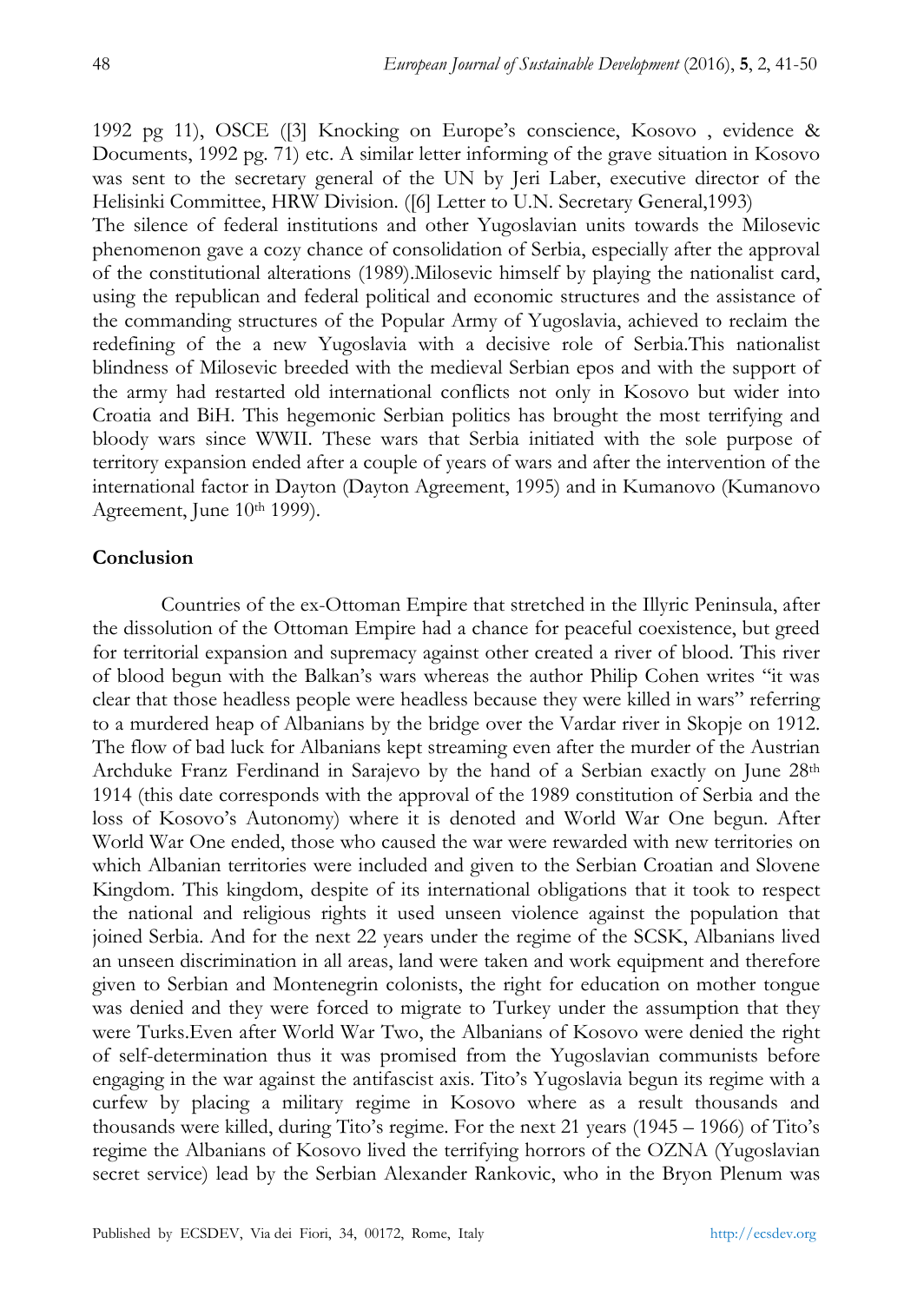1992 pg 11), OSCE ([3] Knocking on Europe's conscience, Kosovo , evidence & Documents, 1992 pg. 71) etc. A similar letter informing of the grave situation in Kosovo was sent to the secretary general of the UN by Jeri Laber, executive director of the Helisinki Committee, HRW Division. ([6] Letter to U.N. Secretary General,1993)

The silence of federal institutions and other Yugoslavian units towards the Milosevic phenomenon gave a cozy chance of consolidation of Serbia, especially after the approval of the constitutional alterations (1989).Milosevic himself by playing the nationalist card, using the republican and federal political and economic structures and the assistance of the commanding structures of the Popular Army of Yugoslavia, achieved to reclaim the redefining of the a new Yugoslavia with a decisive role of Serbia.This nationalist blindness of Milosevic breeded with the medieval Serbian epos and with the support of the army had restarted old international conflicts not only in Kosovo but wider into Croatia and BiH. This hegemonic Serbian politics has brought the most terrifying and bloody wars since WWII. These wars that Serbia initiated with the sole purpose of territory expansion ended after a couple of years of wars and after the intervention of the international factor in Dayton (Dayton Agreement, 1995) and in Kumanovo (Kumanovo Agreement, June 10th 1999).

## Conclusion

Countries of the ex-Ottoman Empire that stretched in the Illyric Peninsula, after the dissolution of the Ottoman Empire had a chance for peaceful coexistence, but greed for territorial expansion and supremacy against other created a river of blood. This river of blood begun with the Balkan's wars whereas the author Philip Cohen writes "it was clear that those headless people were headless because they were killed in wars" referring to a murdered heap of Albanians by the bridge over the Vardar river in Skopje on 1912. The flow of bad luck for Albanians kept streaming even after the murder of the Austrian Archduke Franz Ferdinand in Sarajevo by the hand of a Serbian exactly on June 28th 1914 (this date corresponds with the approval of the 1989 constitution of Serbia and the loss of Kosovo's Autonomy) where it is denoted and World War One begun. After World War One ended, those who caused the war were rewarded with new territories on which Albanian territories were included and given to the Serbian Croatian and Slovene Kingdom. This kingdom, despite of its international obligations that it took to respect the national and religious rights it used unseen violence against the population that joined Serbia. And for the next 22 years under the regime of the SCSK, Albanians lived an unseen discrimination in all areas, land were taken and work equipment and therefore given to Serbian and Montenegrin colonists, the right for education on mother tongue was denied and they were forced to migrate to Turkey under the assumption that they were Turks.Even after World War Two, the Albanians of Kosovo were denied the right of self-determination thus it was promised from the Yugoslavian communists before engaging in the war against the antifascist axis. Tito's Yugoslavia begun its regime with a curfew by placing a military regime in Kosovo where as a result thousands and thousands were killed, during Tito's regime. For the next 21 years (1945 – 1966) of Tito's regime the Albanians of Kosovo lived the terrifying horrors of the OZNA (Yugoslavian secret service) lead by the Serbian Alexander Rankovic, who in the Bryon Plenum was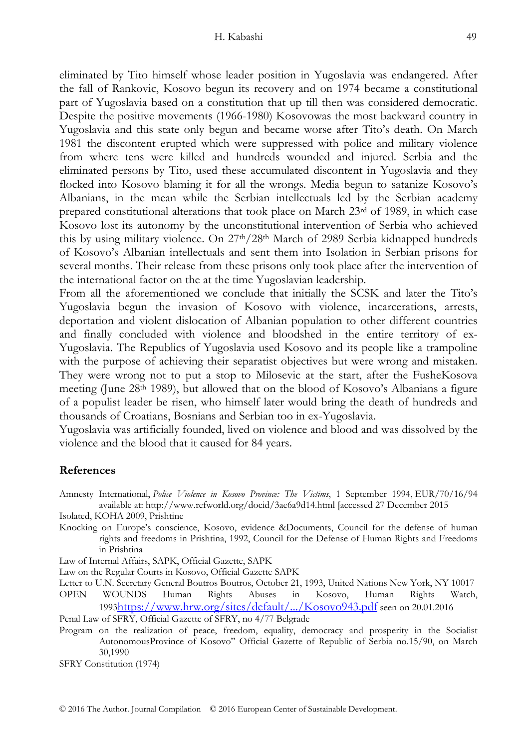eliminated by Tito himself whose leader position in Yugoslavia was endangered. After the fall of Rankovic, Kosovo begun its recovery and on 1974 became a constitutional part of Yugoslavia based on a constitution that up till then was considered democratic. Despite the positive movements (1966-1980) Kosovowas the most backward country in Yugoslavia and this state only begun and became worse after Tito's death. On March 1981 the discontent erupted which were suppressed with police and military violence from where tens were killed and hundreds wounded and injured. Serbia and the eliminated persons by Tito, used these accumulated discontent in Yugoslavia and they flocked into Kosovo blaming it for all the wrongs. Media begun to satanize Kosovo's Albanians, in the mean while the Serbian intellectuals led by the Serbian academy prepared constitutional alterations that took place on March 23rd of 1989, in which case Kosovo lost its autonomy by the unconstitutional intervention of Serbia who achieved this by using military violence. On 27th/28th March of 2989 Serbia kidnapped hundreds of Kosovo's Albanian intellectuals and sent them into Isolation in Serbian prisons for several months. Their release from these prisons only took place after the intervention of the international factor on the at the time Yugoslavian leadership.

From all the aforementioned we conclude that initially the SCSK and later the Tito's Yugoslavia begun the invasion of Kosovo with violence, incarcerations, arrests, deportation and violent dislocation of Albanian population to other different countries and finally concluded with violence and bloodshed in the entire territory of ex-Yugoslavia. The Republics of Yugoslavia used Kosovo and its people like a trampoline with the purpose of achieving their separatist objectives but were wrong and mistaken. They were wrong not to put a stop to Milosevic at the start, after the FusheKosova meeting (June 28th 1989), but allowed that on the blood of Kosovo's Albanians a figure of a populist leader be risen, who himself later would bring the death of hundreds and thousands of Croatians, Bosnians and Serbian too in ex-Yugoslavia.

Yugoslavia was artificially founded, lived on violence and blood and was dissolved by the violence and the blood that it caused for 84 years.

## References

Amnesty International, *Police Violence in Kosovo Province: The Victims*, 1 September 1994, EUR/70/16/94 available at: http://www.refworld.org/docid/3ae6a9d14.html [accessed 27 December 2015

Isolated, KOHA 2009, Prishtine

Knocking on Europe's conscience, Kosovo, evidence &Documents, Council for the defense of human rights and freedoms in Prishtina, 1992, Council for the Defense of Human Rights and Freedoms in Prishtina

Law of Internal Affairs, SAPK, Official Gazette, SAPK

Law on the Regular Courts in Kosovo, Official Gazette SAPK

Letter to U.N. Secretary General Boutros Boutros, October 21, 1993, United Nations New York, NY 10017

OPEN WOUNDS Human Rights Abuses in Kosovo, Human Rights Watch, 1993https://www.hrw.org/sites/default/.../Kosovo943.pdf seen on 20.01.2016

Penal Law of SFRY, Official Gazette of SFRY, no 4/77 Belgrade

Program on the realization of peace, freedom, equality, democracy and prosperity in the Socialist AutonomousProvince of Kosovo" Official Gazette of Republic of Serbia no.15/90, on March 30,1990

SFRY Constitution (1974)